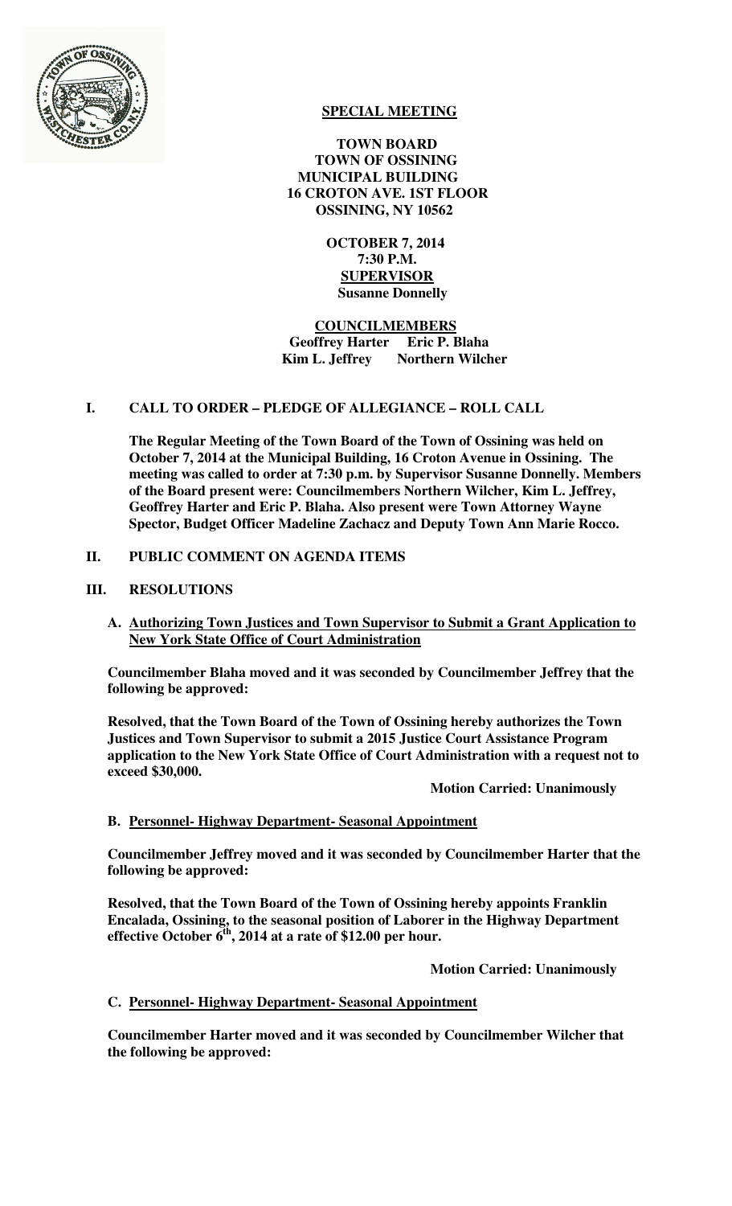**SPECIAL MEETING**

**TOWN BOARD**
**TOWN OF OSSINING**
**MUNICIPAL BUILDING**
**16 CROTON AVE. 1ST FLOOR**
**OSSINING, NY 10562**

**OCTOBER 7, 2014**
**7:30 P.M.**
**SUPERVISOR**
**Susanne Donnelly**

**COUNCILMEMBERS**
**Geoffrey Harter Eric P. Blaha**
**Kim L. Jeffrey Northern Wilcher**

## I. CALL TO ORDER – PLEDGE OF ALLEGIANCE – ROLL CALL

**The Regular Meeting of the Town Board of the Town of Ossining was held on October 7, 2014 at the Municipal Building, 16 Croton Avenue in Ossining. The meeting was called to order at 7:30 p.m. by Supervisor Susanne Donnelly. Members of the Board present were: Councilmembers Northern Wilcher, Kim L. Jeffrey, Geoffrey Harter and Eric P. Blaha. Also present were Town Attorney Wayne Spector, Budget Officer Madeline Zachacz and Deputy Town Ann Marie Rocco.**

## II. PUBLIC COMMENT ON AGENDA ITEMS

## III. RESOLUTIONS

### A. Authorizing Town Justices and Town Supervisor to Submit a Grant Application to New York State Office of Court Administration

**Councilmember Blaha moved and it was seconded by Councilmember Jeffrey that the following be approved:**

**Resolved, that the Town Board of the Town of Ossining hereby authorizes the Town Justices and Town Supervisor to submit a 2015 Justice Court Assistance Program application to the New York State Office of Court Administration with a request not to exceed $30,000.**

**Motion Carried: Unanimously**

### B. Personnel- Highway Department- Seasonal Appointment

**Councilmember Jeffrey moved and it was seconded by Councilmember Harter that the following be approved:**

**Resolved, that the Town Board of the Town of Ossining hereby appoints Franklin Encalada, Ossining, to the seasonal position of Laborer in the Highway Department effective October 6th, 2014 at a rate of $12.00 per hour.**

**Motion Carried: Unanimously**

### C. Personnel- Highway Department- Seasonal Appointment

**Councilmember Harter moved and it was seconded by Councilmember Wilcher that the following be approved:**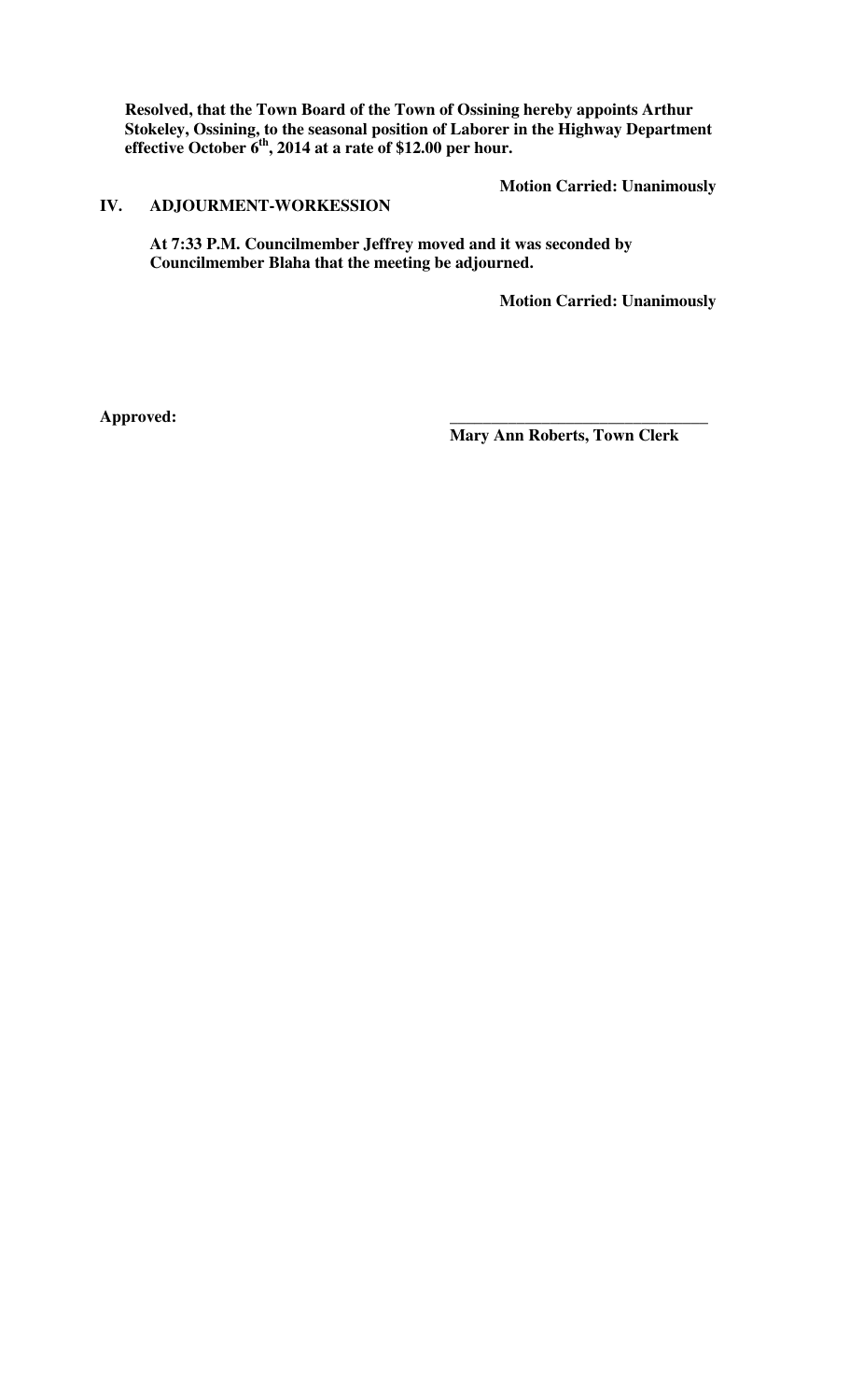**Resolved, that the Town Board of the Town of Ossining hereby appoints Arthur Stokeley, Ossining, to the seasonal position of Laborer in the Highway Department effective October 6th, 2014 at a rate of $12.00 per hour.**

**Motion Carried: Unanimously**

## IV. ADJOURMENT-WORKESSION

**At 7:33 P.M. Councilmember Jeffrey moved and it was seconded by Councilmember Blaha that the meeting be adjourned.**

**Motion Carried: Unanimously**

**Approved:** _______________________________

**Mary Ann Roberts, Town Clerk**